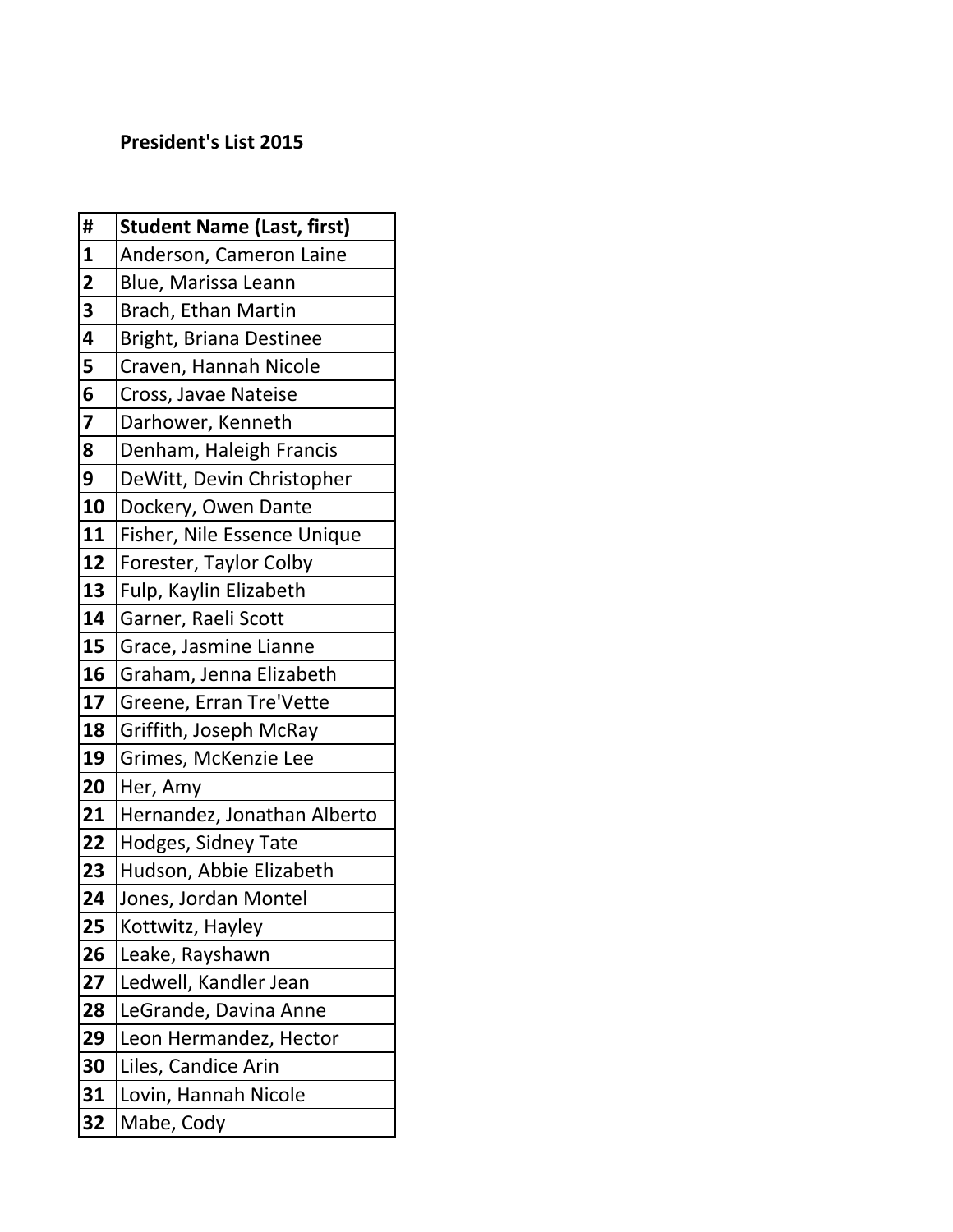**President's List 2015**

| # | Student Name (Last, first) |
|---|---|
| 1 | Anderson, Cameron Laine |
| 2 | Blue, Marissa Leann |
| 3 | Brach, Ethan Martin |
| 4 | Bright, Briana Destinee |
| 5 | Craven, Hannah Nicole |
| 6 | Cross, Javae Nateise |
| 7 | Darhower, Kenneth |
| 8 | Denham, Haleigh Francis |
| 9 | DeWitt, Devin Christopher |
| 10 | Dockery, Owen Dante |
| 11 | Fisher, Nile Essence Unique |
| 12 | Forester, Taylor Colby |
| 13 | Fulp, Kaylin Elizabeth |
| 14 | Garner, Raeli Scott |
| 15 | Grace, Jasmine Lianne |
| 16 | Graham, Jenna Elizabeth |
| 17 | Greene, Erran Tre'Vette |
| 18 | Griffith, Joseph McRay |
| 19 | Grimes, McKenzie Lee |
| 20 | Her, Amy |
| 21 | Hernandez, Jonathan Alberto |
| 22 | Hodges, Sidney Tate |
| 23 | Hudson, Abbie Elizabeth |
| 24 | Jones, Jordan Montel |
| 25 | Kottwitz, Hayley |
| 26 | Leake, Rayshawn |
| 27 | Ledwell, Kandler Jean |
| 28 | LeGrande, Davina Anne |
| 29 | Leon Hermandez, Hector |
| 30 | Liles, Candice Arin |
| 31 | Lovin, Hannah Nicole |
| 32 | Mabe, Cody |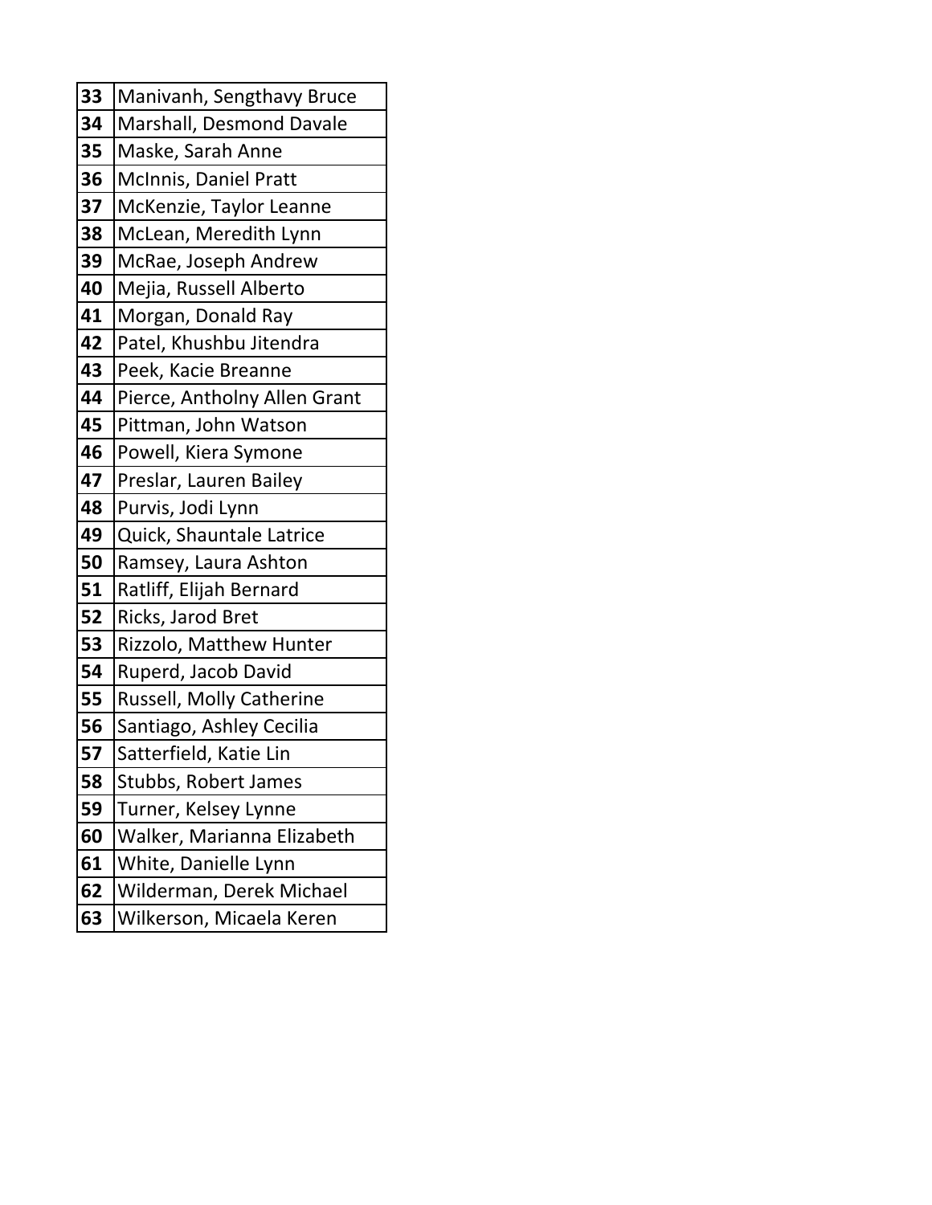| | |
|---|---|
| **33** | Manivanh, Sengthavy Bruce |
| **34** | Marshall, Desmond Davale |
| **35** | Maske, Sarah Anne |
| **36** | McInnis, Daniel Pratt |
| **37** | McKenzie, Taylor Leanne |
| **38** | McLean, Meredith Lynn |
| **39** | McRae, Joseph Andrew |
| **40** | Mejia, Russell Alberto |
| **41** | Morgan, Donald Ray |
| **42** | Patel, Khushbu Jitendra |
| **43** | Peek, Kacie Breanne |
| **44** | Pierce, Antholny Allen Grant |
| **45** | Pittman, John Watson |
| **46** | Powell, Kiera Symone |
| **47** | Preslar, Lauren Bailey |
| **48** | Purvis, Jodi Lynn |
| **49** | Quick, Shauntale Latrice |
| **50** | Ramsey, Laura Ashton |
| **51** | Ratliff, Elijah Bernard |
| **52** | Ricks, Jarod Bret |
| **53** | Rizzolo, Matthew Hunter |
| **54** | Ruperd, Jacob David |
| **55** | Russell, Molly Catherine |
| **56** | Santiago, Ashley Cecilia |
| **57** | Satterfield, Katie Lin |
| **58** | Stubbs, Robert James |
| **59** | Turner, Kelsey Lynne |
| **60** | Walker, Marianna Elizabeth |
| **61** | White, Danielle Lynn |
| **62** | Wilderman, Derek Michael |
| **63** | Wilkerson, Micaela Keren |